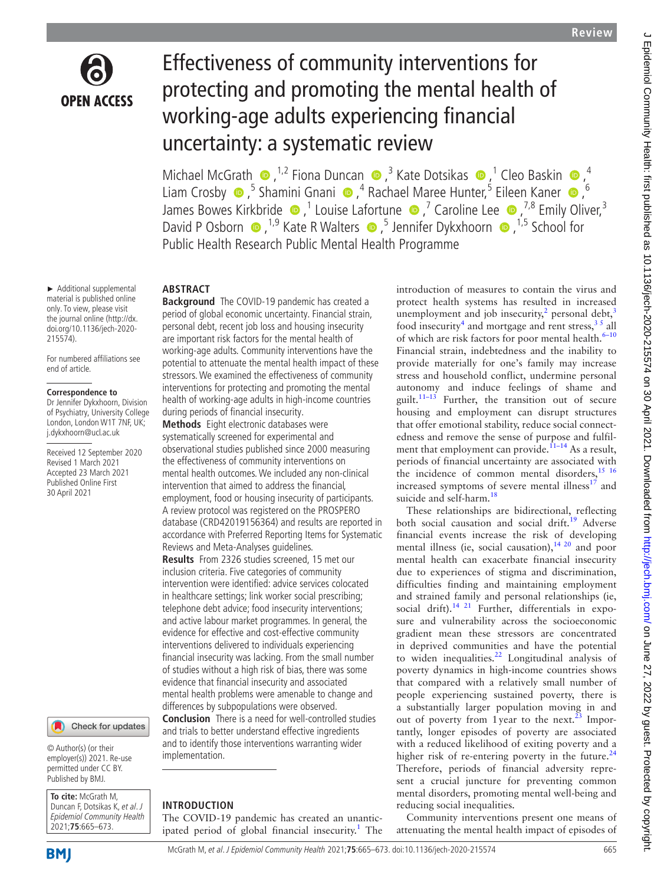# Effectiveness of community interventions for protecting and promoting the mental health of working-age adults experiencing financial uncertainty: a systematic review

Michael McGrath [1,2] Fiona Duncan [3] Kate Dotsikas [1] Cleo Baskin [4] Liam Crosby [5] Shamini Gnani [4] Rachael Maree Hunter [5] Eileen Kaner [6] James Bowes Kirkbride [1] Louise Lafortune [7] Caroline Lee [7,8] Emily Oliver [3] David P Osborn [1,9] Kate R Walters [5] Jennifer Dykxhoorn [1,5] School for Public Health Research Public Mental Health Programme

► Additional supplemental material is published online only. To view, please visit the journal online (http://dx.doi.org/10.1136/jech-2020-215574).

For numbered affiliations see end of article.

**Correspondence to**
Dr Jennifer Dykxhoorn, Division of Psychiatry, University College London, London W1T 7NF, UK; j.dykxhoorn@ucl.ac.uk

Received 12 September 2020
Revised 1 March 2021
Accepted 23 March 2021
Published Online First 30 April 2021

© Author(s) (or their employer(s)) 2021. Re-use permitted under CC BY. Published by BMJ.

**To cite:** McGrath M, Duncan F, Dotsikas K, *et al*. *J Epidemiol Community Health* 2021;**75**:665–673.

## ABSTRACT

**Background** The COVID-19 pandemic has created a period of global economic uncertainty. Financial strain, personal debt, recent job loss and housing insecurity are important risk factors for the mental health of working-age adults. Community interventions have the potential to attenuate the mental health impact of these stressors. We examined the effectiveness of community interventions for protecting and promoting the mental health of working-age adults in high-income countries during periods of financial insecurity.

**Methods** Eight electronic databases were systematically screened for experimental and observational studies published since 2000 measuring the effectiveness of community interventions on mental health outcomes. We included any non-clinical intervention that aimed to address the financial, employment, food or housing insecurity of participants. A review protocol was registered on the PROSPERO database (CRD42019156364) and results are reported in accordance with Preferred Reporting Items for Systematic Reviews and Meta-Analyses guidelines.

**Results** From 2326 studies screened, 15 met our inclusion criteria. Five categories of community intervention were identified: advice services colocated in healthcare settings; link worker social prescribing; telephone debt advice; food insecurity interventions; and active labour market programmes. In general, the evidence for effective and cost-effective community interventions delivered to individuals experiencing financial insecurity was lacking. From the small number of studies without a high risk of bias, there was some evidence that financial insecurity and associated mental health problems were amenable to change and differences by subpopulations were observed.

**Conclusion** There is a need for well-controlled studies and trials to better understand effective ingredients and to identify those interventions warranting wider implementation.

## INTRODUCTION

The COVID-19 pandemic has created an unanticipated period of global financial insecurity.[1] The introduction of measures to contain the virus and protect health systems has resulted in increased unemployment and job insecurity,[2] personal debt,[3] food insecurity[4] and mortgage and rent stress,[3 5] all of which are risk factors for poor mental health.[6–10] Financial strain, indebtedness and the inability to provide materially for one's family may increase stress and household conflict, undermine personal autonomy and induce feelings of shame and guilt.[11–13] Further, the transition out of secure housing and employment can disrupt structures that offer emotional stability, reduce social connectedness and remove the sense of purpose and fulfilment that employment can provide.[11–14] As a result, periods of financial uncertainty are associated with the incidence of common mental disorders,[15 16] increased symptoms of severe mental illness[17] and suicide and self-harm.[18]

These relationships are bidirectional, reflecting both social causation and social drift.[19] Adverse financial events increase the risk of developing mental illness (ie, social causation),[14 20] and poor mental health can exacerbate financial insecurity due to experiences of stigma and discrimination, difficulties finding and maintaining employment and strained family and personal relationships (ie, social drift).[14 21] Further, differentials in exposure and vulnerability across the socioeconomic gradient mean these stressors are concentrated in deprived communities and have the potential to widen inequalities.[22] Longitudinal analysis of poverty dynamics in high-income countries shows that compared with a relatively small number of people experiencing sustained poverty, there is a substantially larger population moving in and out of poverty from 1 year to the next.[23] Importantly, longer episodes of poverty are associated with a reduced likelihood of exiting poverty and a higher risk of re-entering poverty in the future.[24] Therefore, periods of financial adversity represent a crucial juncture for preventing common mental disorders, promoting mental well-being and reducing social inequalities.

Community interventions present one means of attenuating the mental health impact of episodes of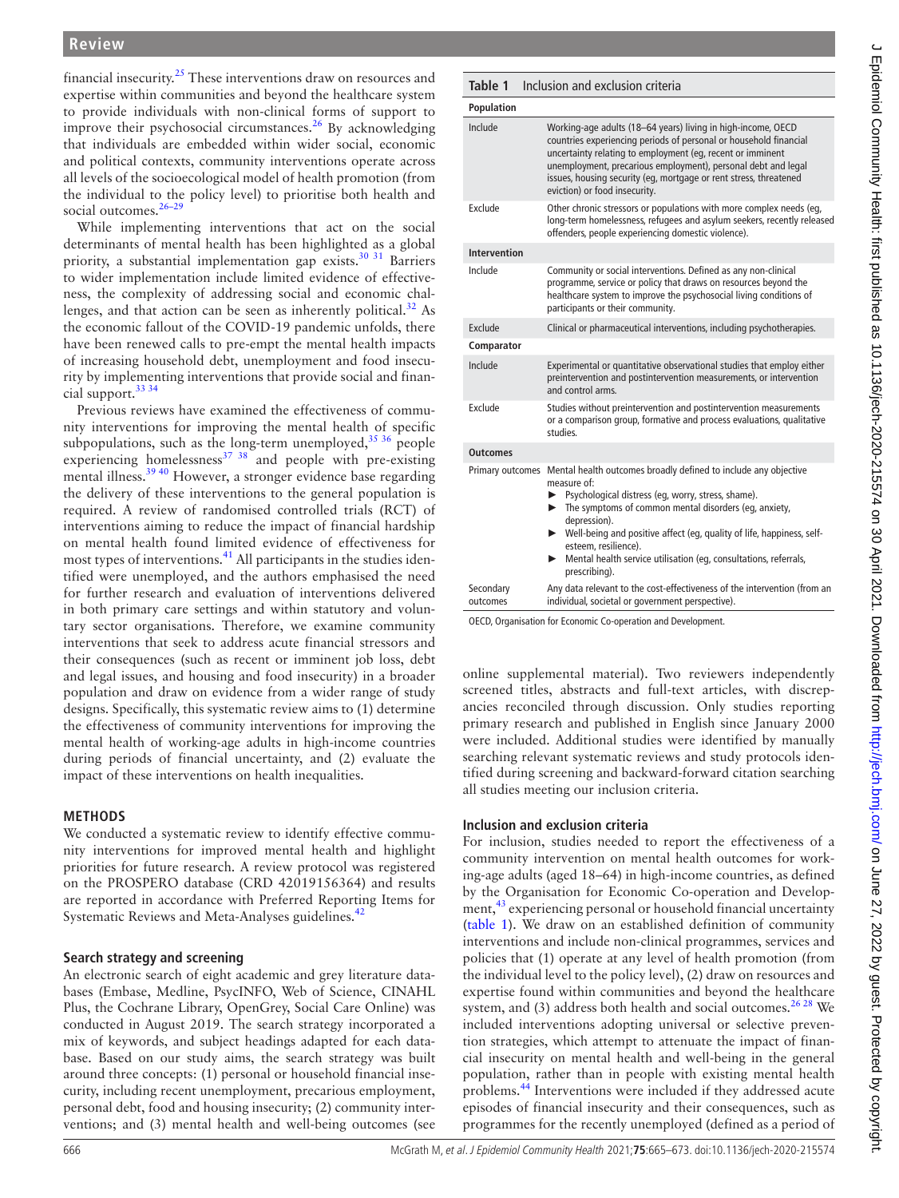financial insecurity.[25] These interventions draw on resources and expertise within communities and beyond the healthcare system to provide individuals with non-clinical forms of support to improve their psychosocial circumstances.[26] By acknowledging that individuals are embedded within wider social, economic and political contexts, community interventions operate across all levels of the socioecological model of health promotion (from the individual to the policy level) to prioritise both health and social outcomes.[26–29]

While implementing interventions that act on the social determinants of mental health has been highlighted as a global priority, a substantial implementation gap exists.[30 31] Barriers to wider implementation include limited evidence of effectiveness, the complexity of addressing social and economic challenges, and that action can be seen as inherently political.[32] As the economic fallout of the COVID-19 pandemic unfolds, there have been renewed calls to pre-empt the mental health impacts of increasing household debt, unemployment and food insecurity by implementing interventions that provide social and financial support.[33 34]

Previous reviews have examined the effectiveness of community interventions for improving the mental health of specific subpopulations, such as the long-term unemployed,[35 36] people experiencing homelessness[37 38] and people with pre-existing mental illness.[39 40] However, a stronger evidence base regarding the delivery of these interventions to the general population is required. A review of randomised controlled trials (RCT) of interventions aiming to reduce the impact of financial hardship on mental health found limited evidence of effectiveness for most types of interventions.[41] All participants in the studies identified were unemployed, and the authors emphasised the need for further research and evaluation of interventions delivered in both primary care settings and within statutory and voluntary sector organisations. Therefore, we examine community interventions that seek to address acute financial stressors and their consequences (such as recent or imminent job loss, debt and legal issues, and housing and food insecurity) in a broader population and draw on evidence from a wider range of study designs. Specifically, this systematic review aims to (1) determine the effectiveness of community interventions for improving the mental health of working-age adults in high-income countries during periods of financial uncertainty, and (2) evaluate the impact of these interventions on health inequalities.

## METHODS

We conducted a systematic review to identify effective community interventions for improved mental health and highlight priorities for future research. A review protocol was registered on the PROSPERO database (CRD 42019156364) and results are reported in accordance with Preferred Reporting Items for Systematic Reviews and Meta-Analyses guidelines.[42]

### Search strategy and screening

An electronic search of eight academic and grey literature databases (Embase, Medline, PsycINFO, Web of Science, CINAHL Plus, the Cochrane Library, OpenGrey, Social Care Online) was conducted in August 2019. The search strategy incorporated a mix of keywords, and subject headings adapted for each database. Based on our study aims, the search strategy was built around three concepts: (1) personal or household financial insecurity, including recent unemployment, precarious employment, personal debt, food and housing insecurity; (2) community interventions; and (3) mental health and well-being outcomes (see online supplemental material). Two reviewers independently screened titles, abstracts and full-text articles, with discrepancies reconciled through discussion. Only studies reporting primary research and published in English since January 2000 were included. Additional studies were identified by manually searching relevant systematic reviews and study protocols identified during screening and backward-forward citation searching all studies meeting our inclusion criteria.

**Table 1** Inclusion and exclusion criteria

| | |
|---|---|
| **Population** | |
| Include | Working-age adults (18–64 years) living in high-income, OECD countries experiencing periods of personal or household financial uncertainty relating to employment (eg, recent or imminent unemployment, precarious employment), personal debt and legal issues, housing security (eg, mortgage or rent stress, threatened eviction) or food insecurity. |
| Exclude | Other chronic stressors or populations with more complex needs (eg, long-term homelessness, refugees and asylum seekers, recently released offenders, people experiencing domestic violence). |
| **Intervention** | |
| Include | Community or social interventions. Defined as any non-clinical programme, service or policy that draws on resources beyond the healthcare system to improve the psychosocial living conditions of participants or their community. |
| Exclude | Clinical or pharmaceutical interventions, including psychotherapies. |
| **Comparator** | |
| Include | Experimental or quantitative observational studies that employ either preintervention and postintervention measurements, or intervention and control arms. |
| Exclude | Studies without preintervention and postintervention measurements or a comparison group, formative and process evaluations, qualitative studies. |
| **Outcomes** | |
| Primary outcomes | Mental health outcomes broadly defined to include any objective measure of: <br>▶ Psychological distress (eg, worry, stress, shame). <br>▶ The symptoms of common mental disorders (eg, anxiety, depression). <br>▶ Well-being and positive affect (eg, quality of life, happiness, self-esteem, resilience). <br>▶ Mental health service utilisation (eg, consultations, referrals, prescribing). |
| Secondary outcomes | Any data relevant to the cost-effectiveness of the intervention (from an individual, societal or government perspective). |

OECD, Organisation for Economic Co-operation and Development.

### Inclusion and exclusion criteria

For inclusion, studies needed to report the effectiveness of a community intervention on mental health outcomes for working-age adults (aged 18–64) in high-income countries, as defined by the Organisation for Economic Co-operation and Development,[43] experiencing personal or household financial uncertainty (table 1). We draw on an established definition of community interventions and include non-clinical programmes, services and policies that (1) operate at any level of health promotion (from the individual level to the policy level), (2) draw on resources and expertise found within communities and beyond the healthcare system, and (3) address both health and social outcomes.[26 28] We included interventions adopting universal or selective prevention strategies, which attempt to attenuate the impact of financial insecurity on mental health and well-being in the general population, rather than in people with existing mental health problems.[44] Interventions were included if they addressed acute episodes of financial insecurity and their consequences, such as programmes for the recently unemployed (defined as a period of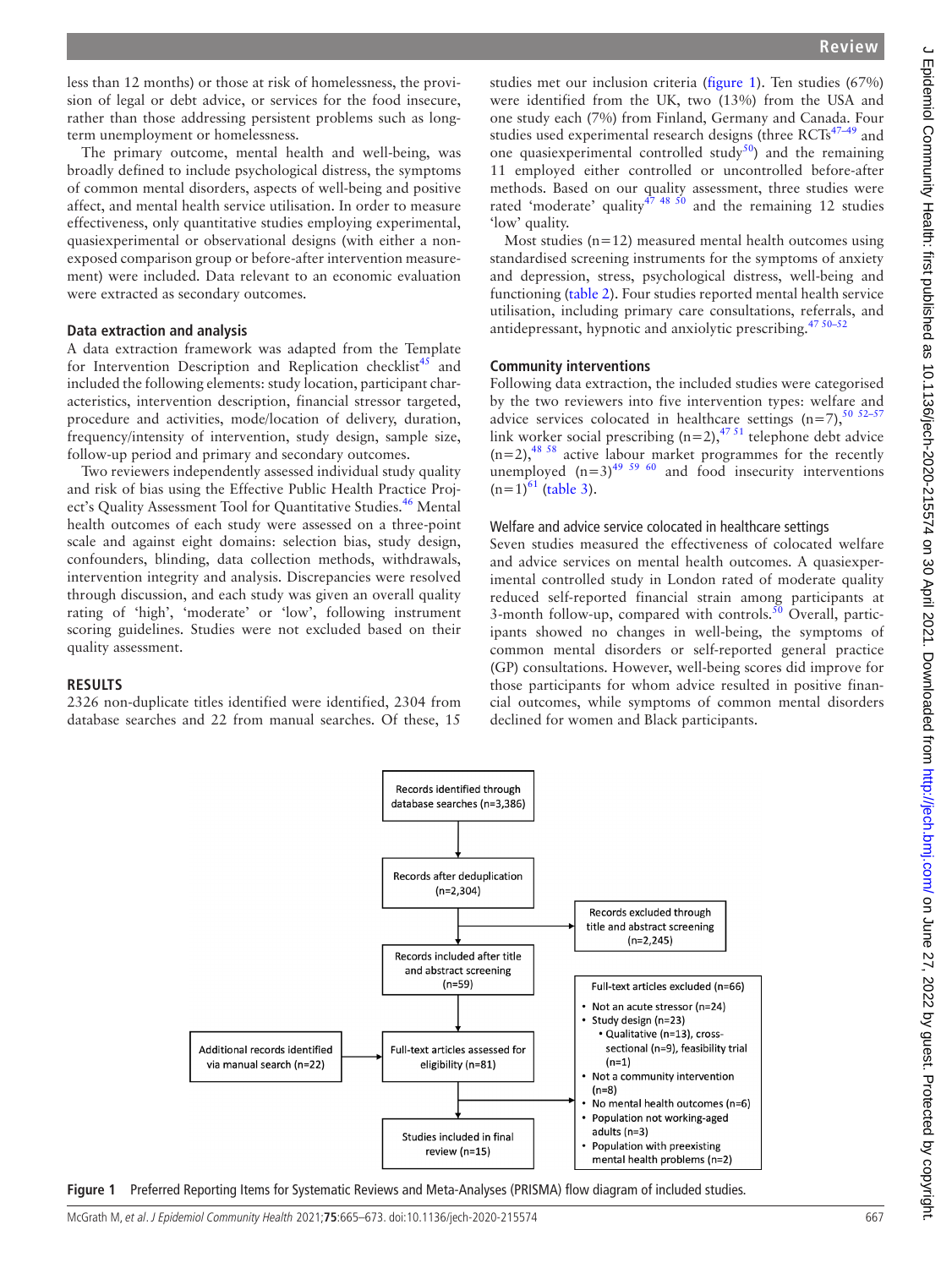less than 12 months) or those at risk of homelessness, the provision of legal or debt advice, or services for the food insecure, rather than those addressing persistent problems such as long-term unemployment or homelessness.

The primary outcome, mental health and well-being, was broadly defined to include psychological distress, the symptoms of common mental disorders, aspects of well-being and positive affect, and mental health service utilisation. In order to measure effectiveness, only quantitative studies employing experimental, quasiexperimental or observational designs (with either a non-exposed comparison group or before-after intervention measurement) were included. Data relevant to an economic evaluation were extracted as secondary outcomes.

### Data extraction and analysis

A data extraction framework was adapted from the Template for Intervention Description and Replication checklist[45] and included the following elements: study location, participant characteristics, intervention description, financial stressor targeted, procedure and activities, mode/location of delivery, duration, frequency/intensity of intervention, study design, sample size, follow-up period and primary and secondary outcomes.

Two reviewers independently assessed individual study quality and risk of bias using the Effective Public Health Practice Project's Quality Assessment Tool for Quantitative Studies.[46] Mental health outcomes of each study were assessed on a three-point scale and against eight domains: selection bias, study design, confounders, blinding, data collection methods, withdrawals, intervention integrity and analysis. Discrepancies were resolved through discussion, and each study was given an overall quality rating of 'high', 'moderate' or 'low', following instrument scoring guidelines. Studies were not excluded based on their quality assessment.

## RESULTS

2326 non-duplicate titles identified were identified, 2304 from database searches and 22 from manual searches. Of these, 15 studies met our inclusion criteria (figure 1). Ten studies (67%) were identified from the UK, two (13%) from the USA and one study each (7%) from Finland, Germany and Canada. Four studies used experimental research designs (three RCTs[47–49] and one quasiexperimental controlled study[50]) and the remaining 11 employed either controlled or uncontrolled before-after methods. Based on our quality assessment, three studies were rated 'moderate' quality[47 48 50] and the remaining 12 studies 'low' quality.

Most studies (n=12) measured mental health outcomes using standardised screening instruments for the symptoms of anxiety and depression, stress, psychological distress, well-being and functioning (table 2). Four studies reported mental health service utilisation, including primary care consultations, referrals, and antidepressant, hypnotic and anxiolytic prescribing.[47 50–52]

### Community interventions

Following data extraction, the included studies were categorised by the two reviewers into five intervention types: welfare and advice services colocated in healthcare settings (n=7),[50 52–57] link worker social prescribing (n=2),[47 51] telephone debt advice (n=2),[48 58] active labour market programmes for the recently unemployed (n=3)[49 59 60] and food insecurity interventions (n=1)[61] (table 3).

#### Welfare and advice service colocated in healthcare settings

Seven studies measured the effectiveness of colocated welfare and advice services on mental health outcomes. A quasiexperimental controlled study in London rated of moderate quality reduced self-reported financial strain among participants at 3-month follow-up, compared with controls.[50] Overall, participants showed no changes in well-being, the symptoms of common mental disorders or self-reported general practice (GP) consultations. However, well-being scores did improve for those participants for whom advice resulted in positive financial outcomes, while symptoms of common mental disorders declined for women and Black participants.

- Records identified through database searches (n=3,386)
- Records after deduplication (n=2,304)
- Records excluded through title and abstract screening (n=2,245)
- Records included after title and abstract screening (n=59)
- Additional records identified via manual search (n=22)
- Full-text articles assessed for eligibility (n=81)
- Full-text articles excluded (n=66)
  - Not an acute stressor (n=24)
  - Study design (n=23)
    - Qualitative (n=13), cross-sectional (n=9), feasibility trial (n=1)
  - Not a community intervention (n=8)
  - No mental health outcomes (n=6)
  - Population not working-aged adults (n=3)
  - Population with preexisting mental health problems (n=2)
- Studies included in final review (n=15)

**Figure 1** Preferred Reporting Items for Systematic Reviews and Meta-Analyses (PRISMA) flow diagram of included studies.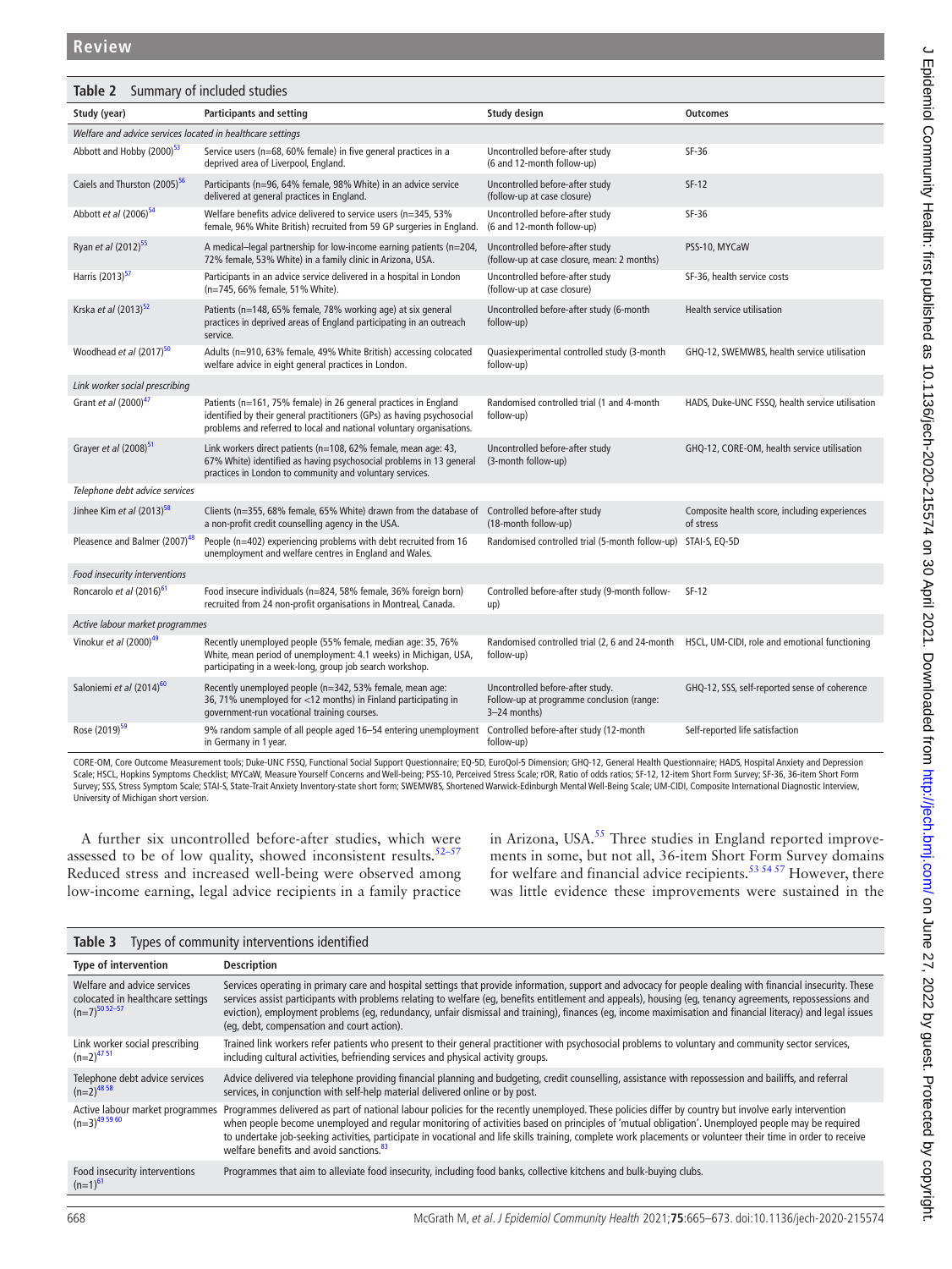**Table 2** Summary of included studies

| Study (year) | Participants and setting | Study design | Outcomes |
|---|---|---|---|
| *Welfare and advice services located in healthcare settings* | | | |
| Abbott and Hobby (2000)[53] | Service users (n=68, 60% female) in five general practices in a deprived area of Liverpool, England. | Uncontrolled before-after study (6 and 12-month follow-up) | SF-36 |
| Caiels and Thurston (2005)[56] | Participants (n=96, 64% female, 98% White) in an advice service delivered at general practices in England. | Uncontrolled before-after study (follow-up at case closure) | SF-12 |
| Abbott *et al* (2006)[54] | Welfare benefits advice delivered to service users (n=345, 53% female, 96% White British) recruited from 59 GP surgeries in England. | Uncontrolled before-after study (6 and 12-month follow-up) | SF-36 |
| Ryan *et al* (2012)[55] | A medical–legal partnership for low-income earning patients (n=204, 72% female, 53% White) in a family clinic in Arizona, USA. | Uncontrolled before-after study (follow-up at case closure, mean: 2 months) | PSS-10, MYCaW |
| Harris (2013)[57] | Participants in an advice service delivered in a hospital in London (n=745, 66% female, 51% White). | Uncontrolled before-after study (follow-up at case closure) | SF-36, health service costs |
| Krska *et al* (2013)[52] | Patients (n=148, 65% female, 78% working age) at six general practices in deprived areas of England participating in an outreach service. | Uncontrolled before-after study (6-month follow-up) | Health service utilisation |
| Woodhead *et al* (2017)[50] | Adults (n=910, 63% female, 49% White British) accessing colocated welfare advice in eight general practices in London. | Quasiexperimental controlled study (3-month follow-up) | GHQ-12, SWEMWBS, health service utilisation |
| *Link worker social prescribing* | | | |
| Grant *et al* (2000)[47] | Patients (n=161, 75% female) in 26 general practices in England identified by their general practitioners (GPs) as having psychosocial problems and referred to local and national voluntary organisations. | Randomised controlled trial (1 and 4-month follow-up) | HADS, Duke-UNC FSSQ, health service utilisation |
| Grayer *et al* (2008)[51] | Link workers direct patients (n=108, 62% female, mean age: 43, 67% White) identified as having psychosocial problems in 13 general practices in London to community and voluntary services. | Uncontrolled before-after study (3-month follow-up) | GHQ-12, CORE-OM, health service utilisation |
| *Telephone debt advice services* | | | |
| Jinhee Kim *et al* (2013)[58] | Clients (n=355, 68% female, 65% White) drawn from the database of a non-profit credit counselling agency in the USA. | Controlled before-after study (18-month follow-up) | Composite health score, including experiences of stress |
| Pleasence and Balmer (2007)[48] | People (n=402) experiencing problems with debt recruited from 16 unemployment and welfare centres in England and Wales. | Randomised controlled trial (5-month follow-up) | STAI-S, EQ-5D |
| *Food insecurity interventions* | | | |
| Roncarolo *et al* (2016)[61] | Food insecure individuals (n=824, 58% female, 36% foreign born) recruited from 24 non-profit organisations in Montreal, Canada. | Controlled before-after study (9-month follow-up) | SF-12 |
| *Active labour market programmes* | | | |
| Vinokur *et al* (2000)[49] | Recently unemployed people (55% female, median age: 35, 76% White, mean period of unemployment: 4.1 weeks) in Michigan, USA, participating in a week-long, group job search workshop. | Randomised controlled trial (2, 6 and 24-month follow-up) | HSCL, UM-CIDI, role and emotional functioning |
| Saloniemi *et al* (2014)[60] | Recently unemployed people (n=342, 53% female, mean age: 36, 71% unemployed for <12 months) in Finland participating in government-run vocational training courses. | Uncontrolled before-after study. Follow-up at programme conclusion (range: 3–24 months) | GHQ-12, SSS, self-reported sense of coherence |
| Rose (2019)[59] | 9% random sample of all people aged 16–54 entering unemployment in Germany in 1 year. | Controlled before-after study (12-month follow-up) | Self-reported life satisfaction |

CORE-OM, Core Outcome Measurement tools; Duke-UNC FSSQ, Functional Social Support Questionnaire; EQ-5D, EuroQol-5 Dimension; GHQ-12, General Health Questionnaire; HADS, Hospital Anxiety and Depression Scale; HSCL, Hopkins Symptoms Checklist; MYCaW, Measure Yourself Concerns and Well-being; PSS-10, Perceived Stress Scale; rOR, Ratio of odds ratios; SF-12, 12-item Short Form Survey; SF-36, 36-item Short Form Survey; SSS, Stress Symptom Scale; STAI-S, State-Trait Anxiety Inventory-state short form; SWEMWBS, Shortened Warwick-Edinburgh Mental Well-Being Scale; UM-CIDI, Composite International Diagnostic Interview, University of Michigan short version.

A further six uncontrolled before-after studies, which were assessed to be of low quality, showed inconsistent results.[52–57] Reduced stress and increased well-being were observed among low-income earning, legal advice recipients in a family practice in Arizona, USA.[55] Three studies in England reported improvements in some, but not all, 36-item Short Form Survey domains for welfare and financial advice recipients.[53 54 57] However, there was little evidence these improvements were sustained in the

**Table 3** Types of community interventions identified

| Type of intervention | Description |
|---|---|
| Welfare and advice services colocated in healthcare settings (n=7)[50 52–57] | Services operating in primary care and hospital settings that provide information, support and advocacy for people dealing with financial insecurity. These services assist participants with problems relating to welfare (eg, benefits entitlement and appeals), housing (eg, tenancy agreements, repossessions and eviction), employment problems (eg, redundancy, unfair dismissal and training), finances (eg, income maximisation and financial literacy) and legal issues (eg, debt, compensation and court action). |
| Link worker social prescribing (n=2)[47 51] | Trained link workers refer patients who present to their general practitioner with psychosocial problems to voluntary and community sector services, including cultural activities, befriending services and physical activity groups. |
| Telephone debt advice services (n=2)[48 58] | Advice delivered via telephone providing financial planning and budgeting, credit counselling, assistance with repossession and bailiffs, and referral services, in conjunction with self-help material delivered online or by post. |
| Active labour market programmes (n=3)[49 59 60] | Programmes delivered as part of national labour policies for the recently unemployed. These policies differ by country but involve early intervention when people become unemployed and regular monitoring of activities based on principles of 'mutual obligation'. Unemployed people may be required to undertake job-seeking activities, participate in vocational and life skills training, complete work placements or volunteer their time in order to receive welfare benefits and avoid sanctions.[83] |
| Food insecurity interventions (n=1)[61] | Programmes that aim to alleviate food insecurity, including food banks, collective kitchens and bulk-buying clubs. |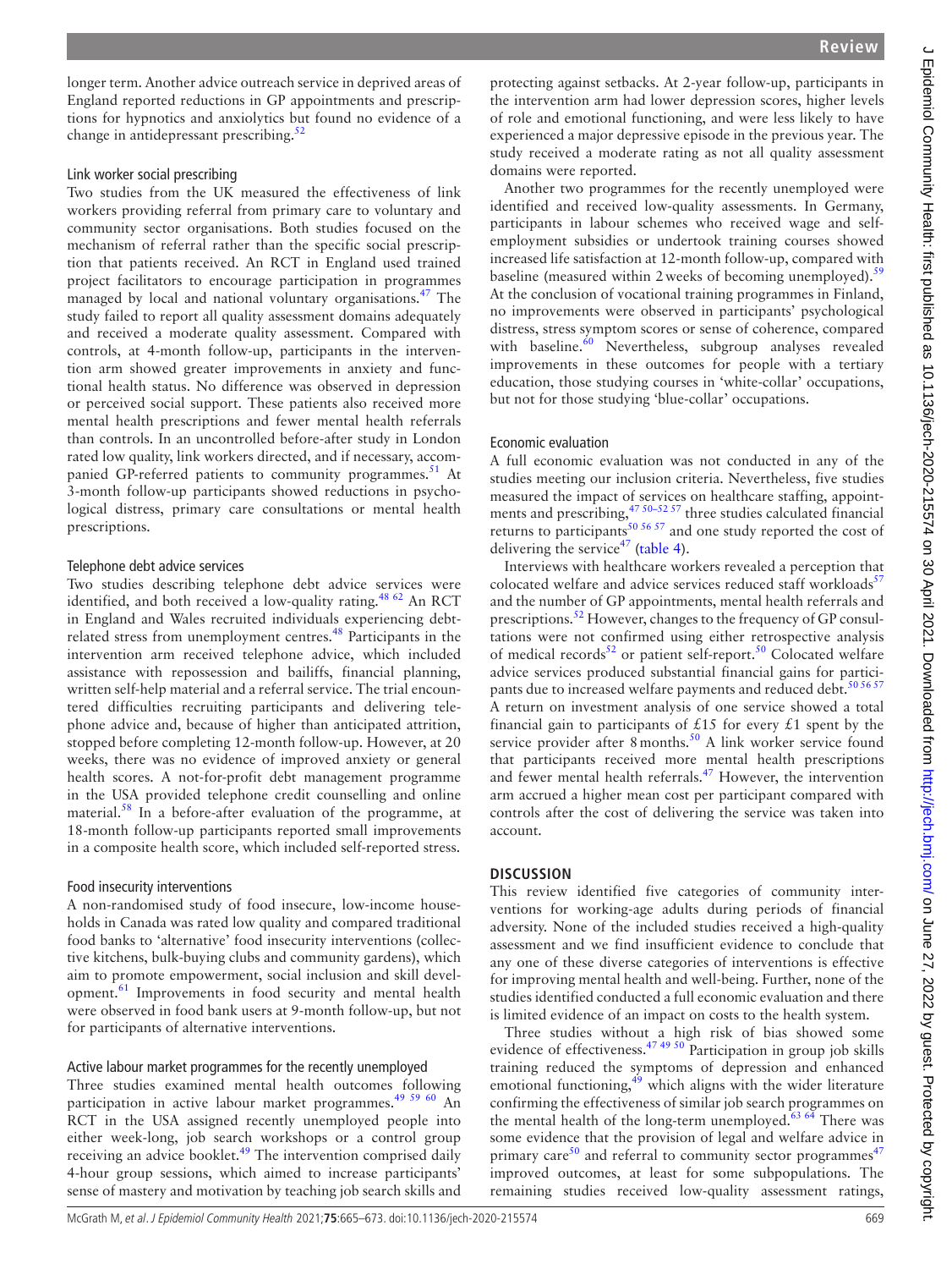longer term. Another advice outreach service in deprived areas of England reported reductions in GP appointments and prescriptions for hypnotics and anxiolytics but found no evidence of a change in antidepressant prescribing.[52]

### Link worker social prescribing

Two studies from the UK measured the effectiveness of link workers providing referral from primary care to voluntary and community sector organisations. Both studies focused on the mechanism of referral rather than the specific social prescription that patients received. An RCT in England used trained project facilitators to encourage participation in programmes managed by local and national voluntary organisations.[47] The study failed to report all quality assessment domains adequately and received a moderate quality assessment. Compared with controls, at 4-month follow-up, participants in the intervention arm showed greater improvements in anxiety and functional health status. No difference was observed in depression or perceived social support. These patients also received more mental health prescriptions and fewer mental health referrals than controls. In an uncontrolled before-after study in London rated low quality, link workers directed, and if necessary, accompanied GP-referred patients to community programmes.[51] At 3-month follow-up participants showed reductions in psychological distress, primary care consultations or mental health prescriptions.

### Telephone debt advice services

Two studies describing telephone debt advice services were identified, and both received a low-quality rating.[48,62] An RCT in England and Wales recruited individuals experiencing debt-related stress from unemployment centres.[48] Participants in the intervention arm received telephone advice, which included assistance with repossession and bailiffs, financial planning, written self-help material and a referral service. The trial encountered difficulties recruiting participants and delivering telephone advice and, because of higher than anticipated attrition, stopped before completing 12-month follow-up. However, at 20 weeks, there was no evidence of improved anxiety or general health scores. A not-for-profit debt management programme in the USA provided telephone credit counselling and online material.[58] In a before-after evaluation of the programme, at 18-month follow-up participants reported small improvements in a composite health score, which included self-reported stress.

### Food insecurity interventions

A non-randomised study of food insecure, low-income households in Canada was rated low quality and compared traditional food banks to 'alternative' food insecurity interventions (collective kitchens, bulk-buying clubs and community gardens), which aim to promote empowerment, social inclusion and skill development.[61] Improvements in food security and mental health were observed in food bank users at 9-month follow-up, but not for participants of alternative interventions.

### Active labour market programmes for the recently unemployed

Three studies examined mental health outcomes following participation in active labour market programmes.[49,59,60] An RCT in the USA assigned recently unemployed people into either week-long, job search workshops or a control group receiving an advice booklet.[49] The intervention comprised daily 4-hour group sessions, which aimed to increase participants' sense of mastery and motivation by teaching job search skills and protecting against setbacks. At 2-year follow-up, participants in the intervention arm had lower depression scores, higher levels of role and emotional functioning, and were less likely to have experienced a major depressive episode in the previous year. The study received a moderate rating as not all quality assessment domains were reported.

Another two programmes for the recently unemployed were identified and received low-quality assessments. In Germany, participants in labour schemes who received wage and self-employment subsidies or undertook training courses showed increased life satisfaction at 12-month follow-up, compared with baseline (measured within 2 weeks of becoming unemployed).[59] At the conclusion of vocational training programmes in Finland, no improvements were observed in participants' psychological distress, stress symptom scores or sense of coherence, compared with baseline.[60] Nevertheless, subgroup analyses revealed improvements in these outcomes for people with a tertiary education, those studying courses in 'white-collar' occupations, but not for those studying 'blue-collar' occupations.

### Economic evaluation

A full economic evaluation was not conducted in any of the studies meeting our inclusion criteria. Nevertheless, five studies measured the impact of services on healthcare staffing, appointments and prescribing,[47,50–52,57] three studies calculated financial returns to participants[50,56,57] and one study reported the cost of delivering the service[47] (table 4).

Interviews with healthcare workers revealed a perception that colocated welfare and advice services reduced staff workloads[57] and the number of GP appointments, mental health referrals and prescriptions.[52] However, changes to the frequency of GP consultations were not confirmed using either retrospective analysis of medical records[52] or patient self-report.[50] Colocated welfare advice services produced substantial financial gains for participants due to increased welfare payments and reduced debt.[50,56,57] A return on investment analysis of one service showed a total financial gain to participants of £15 for every £1 spent by the service provider after 8 months.[50] A link worker service found that participants received more mental health prescriptions and fewer mental health referrals.[47] However, the intervention arm accrued a higher mean cost per participant compared with controls after the cost of delivering the service was taken into account.

## DISCUSSION

This review identified five categories of community interventions for working-age adults during periods of financial adversity. None of the included studies received a high-quality assessment and we find insufficient evidence to conclude that any one of these diverse categories of interventions is effective for improving mental health and well-being. Further, none of the studies identified conducted a full economic evaluation and there is limited evidence of an impact on costs to the health system.

Three studies without a high risk of bias showed some evidence of effectiveness.[47,49,50] Participation in group job skills training reduced the symptoms of depression and enhanced emotional functioning,[49] which aligns with the wider literature confirming the effectiveness of similar job search programmes on the mental health of the long-term unemployed.[63,64] There was some evidence that the provision of legal and welfare advice in primary care[50] and referral to community sector programmes[47] improved outcomes, at least for some subpopulations. The remaining studies received low-quality assessment ratings,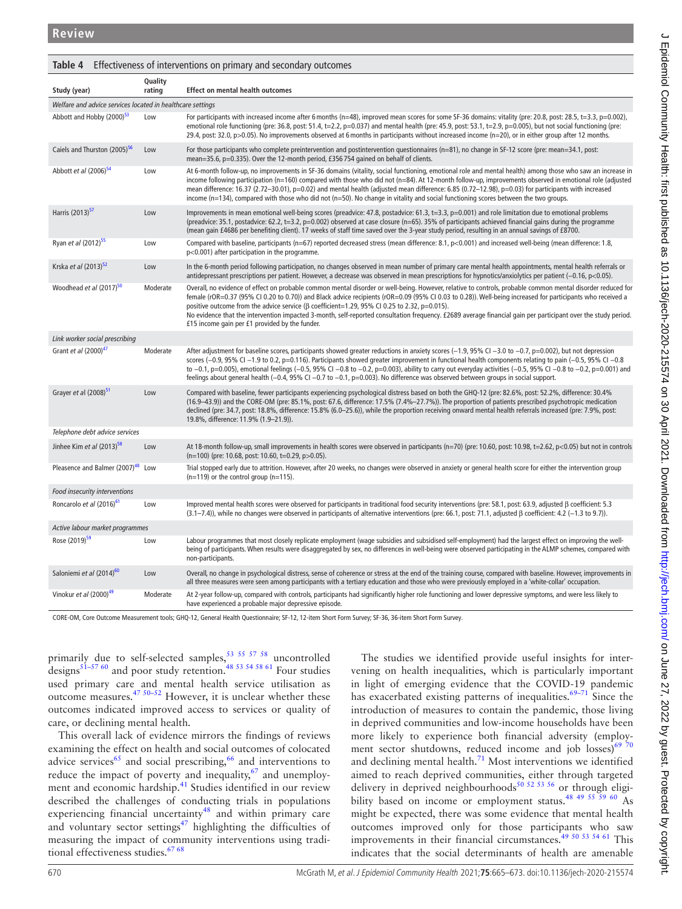**Table 4** Effectiveness of interventions on primary and secondary outcomes

| Study (year) | Quality rating | Effect on mental health outcomes |
|---|---|---|
| *Welfare and advice services located in healthcare settings* | | |
| Abbott and Hobby (2000)[53] | Low | For participants with increased income after 6 months (n=48), improved mean scores for some SF-36 domains: vitality (pre: 20.8, post: 28.5, t=3.3, p=0.002), emotional role functioning (pre: 36.8, post: 51.4, t=2.2, p=0.037) and mental health (pre: 45.9, post: 53.1, t=2.9, p=0.005), but not social functioning (pre: 29.4, post: 32.0, p>0.05). No improvements observed at 6 months in participants without increased income (n=20), or in either group after 12 months. |
| Caiels and Thurston (2005)[56] | Low | For those participants who complete preintervention and postintervention questionnaires (n=81), no change in SF-12 score (pre: mean=34.1, post: mean=35.6, p=0.335). Over the 12-month period, £356 754 gained on behalf of clients. |
| Abbott *et al* (2006)[54] | Low | At 6-month follow-up, no improvements in SF-36 domains (vitality, social functioning, emotional role and mental health) among those who saw an increase in income following participation (n=160) compared with those who did not (n=84). At 12-month follow-up, improvements observed in emotional role (adjusted mean difference: 16.37 (2.72–30.01), p=0.02) and mental health (adjusted mean difference: 6.85 (0.72–12.98), p=0.03) for participants with increased income (n=134), compared with those who did not (n=50). No change in vitality and social functioning scores between the two groups. |
| Harris (2013)[57] | Low | Improvements in mean emotional well-being scores (preadvice: 47.8, postadvice: 61.3, t=3.3, p=0.001) and role limitation due to emotional problems (preadvice: 35.1, postadvice: 62.2, t=3.2, p=0.002) observed at case closure (n=65). 35% of participants achieved financial gains during the programme (mean gain £4686 per benefiting client). 17 weeks of staff time saved over the 3-year study period, resulting in an annual savings of £8700. |
| Ryan *et al* (2012)[55] | Low | Compared with baseline, participants (n=67) reported decreased stress (mean difference: 8.1, p<0.001) and increased well-being (mean difference: 1.8, p<0.001) after participation in the programme. |
| Krska *et al* (2013)[52] | Low | In the 6-month period following participation, no changes observed in mean number of primary care mental health appointments, mental health referrals or antidepressant prescriptions per patient. However, a decrease was observed in mean prescriptions for hypnotics/anxiolytics per patient (−0.16, p<0.05). |
| Woodhead *et al* (2017)[50] | Moderate | Overall, no evidence of effect on probable common mental disorder or well-being. However, relative to controls, probable common mental disorder reduced for female (rOR=0.37 (95% CI 0.20 to 0.70)) and Black advice recipients (rOR=0.09 (95% CI 0.03 to 0.28)). Well-being increased for participants who received a positive outcome from the advice service (β coefficient=1.29, 95% CI 0.25 to 2.32, p=0.015).<br>No evidence that the intervention impacted 3-month, self-reported consultation frequency. £2689 average financial gain per participant over the study period. £15 income gain per £1 provided by the funder. |
| *Link worker social prescribing* | | |
| Grant *et al* (2000)[47] | Moderate | After adjustment for baseline scores, participants showed greater reductions in anxiety scores (−1.9, 95% CI −3.0 to −0.7, p=0.002), but not depression scores (−0.9, 95% CI −1.9 to 0.2, p=0.116). Participants showed greater improvement in functional health components relating to pain (−0.5, 95% CI −0.8 to −0.1, p=0.005), emotional feelings (−0.5, 95% CI −0.8 to −0.2, p=0.003), ability to carry out everyday activities (−0.5, 95% CI −0.8 to −0.2, p=0.001) and feelings about general health (−0.4, 95% CI −0.7 to −0.1, p=0.003). No difference was observed between groups in social support. |
| Grayer *et al* (2008)[51] | Low | Compared with baseline, fewer participants experiencing psychological distress based on both the GHQ-12 (pre: 82.6%, post: 52.2%, difference: 30.4% (16.9–43.9)) and the CORE-OM (pre: 85.1%, post: 67.6, difference: 17.5% (7.4%–27.7%)). The proportion of patients prescribed psychotropic medication declined (pre: 34.7, post: 18.8%, difference: 15.8% (6.0–25.6)), while the proportion receiving onward mental health referrals increased (pre: 7.9%, post: 19.8%, difference: 11.9% (1.9–21.9)). |
| *Telephone debt advice services* | | |
| Jinhee Kim *et al* (2013)[58] | Low | At 18-month follow-up, small improvements in health scores were observed in participants (n=70) (pre: 10.60, post: 10.98, t=2.62, p<0.05) but not in controls (n=100) (pre: 10.68, post: 10.60, t=0.29, p>0.05). |
| Pleasence and Balmer (2007)[48] | Low | Trial stopped early due to attrition. However, after 20 weeks, no changes were observed in anxiety or general health score for either the intervention group (n=119) or the control group (n=115). |
| *Food insecurity interventions* | | |
| Roncarolo *et al* (2016)[61] | Low | Improved mental health scores were observed for participants in traditional food security interventions (pre: 58.1, post: 63.9, adjusted β coefficient: 5.3 (3.1–7.4)), while no changes were observed in participants of alternative interventions (pre: 66.1, post: 71.1, adjusted β coefficient: 4.2 (−1.3 to 9.7)). |
| *Active labour market programmes* | | |
| Rose (2019)[59] | Low | Labour programmes that most closely replicate employment (wage subsidies and subsidised self-employment) had the largest effect on improving the well-being of participants. When results were disaggregated by sex, no differences in well-being were observed participating in the ALMP schemes, compared with non-participants. |
| Saloniemi *et al* (2014)[60] | Low | Overall, no change in psychological distress, sense of coherence or stress at the end of the training course, compared with baseline. However, improvements in all three measures were seen among participants with a tertiary education and those who were previously employed in a 'white-collar' occupation. |
| Vinokur *et al* (2000)[49] | Moderate | At 2-year follow-up, compared with controls, participants had significantly higher role functioning and lower depressive symptoms, and were less likely to have experienced a probable major depressive episode. |

CORE-OM, Core Outcome Measurement tools; GHQ-12, General Health Questionnaire; SF-12, 12-item Short Form Survey; SF-36, 36-item Short Form Survey.

primarily due to self-selected samples,[53 55 57 58] uncontrolled designs[51–57 60] and poor study retention.[48 53 54 58 61] Four studies used primary care and mental health service utilisation as outcome measures.[47 50–52] However, it is unclear whether these outcomes indicated improved access to services or quality of care, or declining mental health.

This overall lack of evidence mirrors the findings of reviews examining the effect on health and social outcomes of colocated advice services[65] and social prescribing,[66] and interventions to reduce the impact of poverty and inequality,[67] and unemployment and economic hardship.[41] Studies identified in our review described the challenges of conducting trials in populations experiencing financial uncertainty[48] and within primary care and voluntary sector settings[47] highlighting the difficulties of measuring the impact of community interventions using traditional effectiveness studies.[67 68]

The studies we identified provide useful insights for intervening on health inequalities, which is particularly important in light of emerging evidence that the COVID-19 pandemic has exacerbated existing patterns of inequalities.[69–71] Since the introduction of measures to contain the pandemic, those living in deprived communities and low-income households have been more likely to experience both financial adversity (employment sector shutdowns, reduced income and job losses)[69 70] and declining mental health.[71] Most interventions we identified aimed to reach deprived communities, either through targeted delivery in deprived neighbourhoods[50 52 53 56] or through eligibility based on income or employment status.[48 49 55 59 60] As might be expected, there was some evidence that mental health outcomes improved only for those participants who saw improvements in their financial circumstances.[49 50 53 54 61] This indicates that the social determinants of health are amenable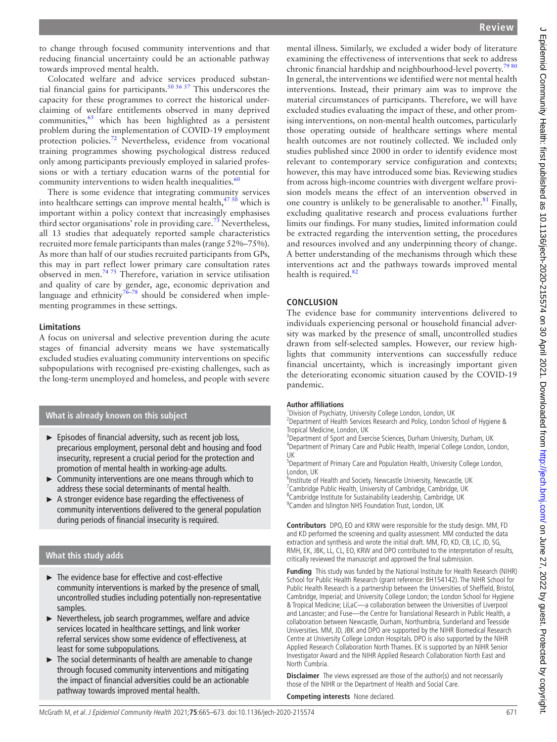to change through focused community interventions and that reducing financial uncertainty could be an actionable pathway towards improved mental health.

Colocated welfare and advice services produced substantial financial gains for participants.[50 56 57] This underscores the capacity for these programmes to correct the historical underclaiming of welfare entitlements observed in many deprived communities,[65] which has been highlighted as a persistent problem during the implementation of COVID-19 employment protection policies.[72] Nevertheless, evidence from vocational training programmes showing psychological distress reduced only among participants previously employed in salaried professions or with a tertiary education warns of the potential for community interventions to widen health inequalities.[60]

There is some evidence that integrating community services into healthcare settings can improve mental health,[47 50] which is important within a policy context that increasingly emphasises third sector organisations' role in providing care.[73] Nevertheless, all 13 studies that adequately reported sample characteristics recruited more female participants than males (range 52%–75%). As more than half of our studies recruited participants from GPs, this may in part reflect lower primary care consultation rates observed in men.[74 75] Therefore, variation in service utilisation and quality of care by gender, age, economic deprivation and language and ethnicity[76–78] should be considered when implementing programmes in these settings.

### Limitations

A focus on universal and selective prevention during the acute stages of financial adversity means we have systematically excluded studies evaluating community interventions on specific subpopulations with recognised pre-existing challenges, such as the long-term unemployed and homeless, and people with severe mental illness. Similarly, we excluded a wider body of literature examining the effectiveness of interventions that seek to address chronic financial hardship and neighbourhood-level poverty.[79 80] In general, the interventions we identified were not mental health interventions. Instead, their primary aim was to improve the material circumstances of participants. Therefore, we will have excluded studies evaluating the impact of these, and other promising interventions, on non-mental health outcomes, particularly those operating outside of healthcare settings where mental health outcomes are not routinely collected. We included only studies published since 2000 in order to identify evidence most relevant to contemporary service configuration and contexts; however, this may have introduced some bias. Reviewing studies from across high-income countries with divergent welfare provision models means the effect of an intervention observed in one country is unlikely to be generalisable to another.[81] Finally, excluding qualitative research and process evaluations further limits our findings. For many studies, limited information could be extracted regarding the intervention setting, the procedures and resources involved and any underpinning theory of change. A better understanding of the mechanisms through which these interventions act and the pathways towards improved mental health is required.[82]

## CONCLUSION

The evidence base for community interventions delivered to individuals experiencing personal or household financial adversity was marked by the presence of small, uncontrolled studies drawn from self-selected samples. However, our review highlights that community interventions can successfully reduce financial uncertainty, which is increasingly important given the deteriorating economic situation caused by the COVID-19 pandemic.

### What is already known on this subject

- Episodes of financial adversity, such as recent job loss, precarious employment, personal debt and housing and food insecurity, represent a crucial period for the protection and promotion of mental health in working-age adults.
- Community interventions are one means through which to address these social determinants of mental health.
- A stronger evidence base regarding the effectiveness of community interventions delivered to the general population during periods of financial insecurity is required.

### What this study adds

- The evidence base for effective and cost-effective community interventions is marked by the presence of small, uncontrolled studies including potentially non-representative samples.
- Nevertheless, job search programmes, welfare and advice services located in healthcare settings, and link worker referral services show some evidence of effectiveness, at least for some subpopulations.
- The social determinants of health are amenable to change through focused community interventions and mitigating the impact of financial adversities could be an actionable pathway towards improved mental health.

**Author affiliations**
[1]Division of Psychiatry, University College London, London, UK
[2]Department of Health Services Research and Policy, London School of Hygiene & Tropical Medicine, London, UK
[3]Department of Sport and Exercise Sciences, Durham University, Durham, UK
[4]Department of Primary Care and Public Health, Imperial College London, London, UK
[5]Department of Primary Care and Population Health, University College London, London, UK
[6]Institute of Health and Society, Newcastle University, Newcastle, UK
[7]Cambridge Public Health, University of Cambridge, Cambridge, UK
[8]Cambridge Institute for Sustainability Leadership, Cambridge, UK
[9]Camden and Islington NHS Foundation Trust, London, UK

**Contributors** DPO, EO and KRW were responsible for the study design. MM, FD and KD performed the screening and quality assessment. MM conducted the data extraction and synthesis and wrote the initial draft. MM, FD, KD, CB, LC, JD, SG, RMH, EK, JBK, LL, CL, EO, KRW and DPO contributed to the interpretation of results, critically reviewed the manuscript and approved the final submission.

**Funding** This study was funded by the National Institute for Health Research (NIHR) School for Public Health Research (grant reference: BH154142). The NIHR School for Public Health Research is a partnership between the Universities of Sheffield, Bristol, Cambridge, Imperial; and University College London; the London School for Hygiene & Tropical Medicine; LiLaC—a collaboration between the Universities of Liverpool and Lancaster; and Fuse—the Centre for Translational Research in Public Health, a collaboration between Newcastle, Durham, Northumbria, Sunderland and Teesside Universities. MM, JD, JBK and DPO are supported by the NIHR Biomedical Research Centre at University College London Hospitals. DPO is also supported by the NIHR Applied Research Collaboration North Thames. EK is supported by an NIHR Senior Investigator Award and the NIHR Applied Research Collaboration North East and North Cumbria.

**Disclaimer** The views expressed are those of the author(s) and not necessarily those of the NIHR or the Department of Health and Social Care.

**Competing interests** None declared.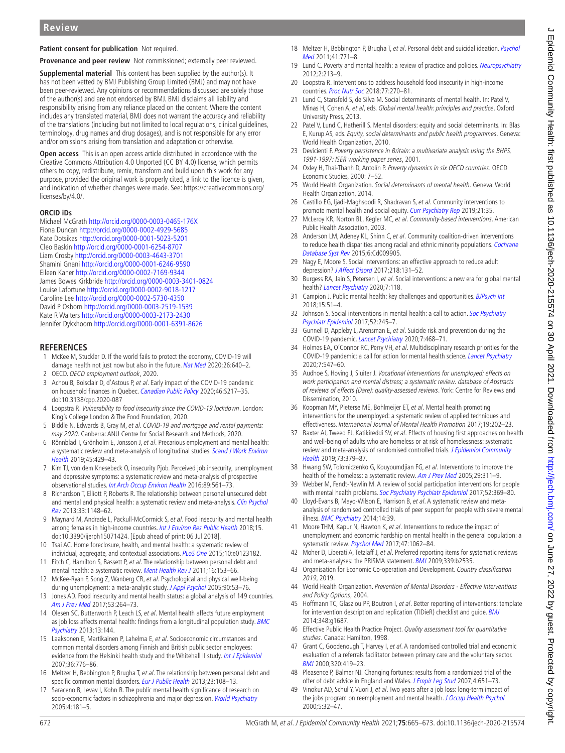**Patient consent for publication** Not required.

**Provenance and peer review** Not commissioned; externally peer reviewed.

**Supplemental material** This content has been supplied by the author(s). It has not been vetted by BMJ Publishing Group Limited (BMJ) and may not have been peer-reviewed. Any opinions or recommendations discussed are solely those of the author(s) and are not endorsed by BMJ. BMJ disclaims all liability and responsibility arising from any reliance placed on the content. Where the content includes any translated material, BMJ does not warrant the accuracy and reliability of the translations (including but not limited to local regulations, clinical guidelines, terminology, drug names and drug dosages), and is not responsible for any error and/or omissions arising from translation and adaptation or otherwise.

**Open access** This is an open access article distributed in accordance with the Creative Commons Attribution 4.0 Unported (CC BY 4.0) license, which permits others to copy, redistribute, remix, transform and build upon this work for any purpose, provided the original work is properly cited, a link to the licence is given, and indication of whether changes were made. See: https://creativecommons.org/licenses/by/4.0/.

### ORCID iDs

Michael McGrath http://orcid.org/0000-0003-0465-176X
Fiona Duncan http://orcid.org/0000-0002-4929-5685
Kate Dotsikas http://orcid.org/0000-0001-5023-5201
Cleo Baskin http://orcid.org/0000-0001-6254-8707
Liam Crosby http://orcid.org/0000-0003-4643-3701
Shamini Gnani http://orcid.org/0000-0001-6246-9590
Eileen Kaner http://orcid.org/0000-0002-7169-9344
James Bowes Kirkbride http://orcid.org/0000-0003-3401-0824
Louise Lafortune http://orcid.org/0000-0002-9018-1217
Caroline Lee http://orcid.org/0000-0002-5730-4350
David P Osborn http://orcid.org/0000-0003-2519-1539
Kate R Walters http://orcid.org/0000-0003-2173-2430
Jennifer Dykxhoorn http://orcid.org/0000-0001-6391-8626

## REFERENCES

1. McKee M, Stuckler D. If the world fails to protect the economy, COVID-19 will damage health not just now but also in the future. *Nat Med* 2020;26:640–2.
2. OECD. *OECD employment outlook*, 2020.
3. Achou B, Boisclair D, d'Astous P, *et al*. Early impact of the COVID-19 pandemic on household finances in Quebec. *Canadian Public Policy* 2020;46:S217–35. doi:10.3138/cpp.2020-087
4. Loopstra R. *Vulnerability to food insecurity since the COVID-19 lockdown*. London: King's College London & The Food Foundation, 2020.
5. Biddle N, Edwards B, Gray M, *et al*. *COVID-19 and mortgage and rental payments: may 2020*. Canberra: ANU Centre for Social Research and Methods, 2020.
6. Rönnblad T, Grönholm E, Jonsson J, *et al*. Precarious employment and mental health: a systematic review and meta-analysis of longitudinal studies. *Scand J Work Environ Health* 2019;45:429–43.
7. Kim TJ, von dem Knesebeck O, insecurity Pjob. Perceived job insecurity, unemployment and depressive symptoms: a systematic review and meta-analysis of prospective observational studies. *Int Arch Occup Environ Health* 2016;89:561–73.
8. Richardson T, Elliott P, Roberts R. The relationship between personal unsecured debt and mental and physical health: a systematic review and meta-analysis. *Clin Psychol Rev* 2013;33:1148–62.
9. Maynard M, Andrade L, Packull-McCormick S, *et al*. Food insecurity and mental health among females in high-income countries. *Int J Environ Res Public Health* 2018;15. doi:10.3390/ijerph15071424. [Epub ahead of print: 06 Jul 2018].
10. Tsai AC. Home foreclosure, health, and mental health: a systematic review of individual, aggregate, and contextual associations. *PLoS One* 2015;10:e0123182.
11. Fitch C, Hamilton S, Bassett P, *et al*. The relationship between personal debt and mental health: a systematic review. *Ment Health Rev J* 2011;16:153–66.
12. McKee-Ryan F, Song Z, Wanberg CR, *et al*. Psychological and physical well-being during unemployment: a meta-analytic study. *J Appl Psychol* 2005;90:53–76.
13. Jones AD. Food insecurity and mental health status: a global analysis of 149 countries. *Am J Prev Med* 2017;53:264–73.
14. Olesen SC, Butterworth P, Leach LS, *et al*. Mental health affects future employment as job loss affects mental health: findings from a longitudinal population study. *BMC Psychiatry* 2013;13:144.
15. Laaksonen E, Martikainen P, Lahelma E, *et al*. Socioeconomic circumstances and common mental disorders among Finnish and British public sector employees: evidence from the Helsinki health study and the Whitehall II study. *Int J Epidemiol* 2007;36:776–86.
16. Meltzer H, Bebbington P, Brugha T, *et al*. The relationship between personal debt and specific common mental disorders. *Eur J Public Health* 2013;23:108–13.
17. Saraceno B, Levav I, Kohn R. The public mental health significance of research on socio-economic factors in schizophrenia and major depression. *World Psychiatry* 2005;4:181–5.
18. Meltzer H, Bebbington P, Brugha T, *et al*. Personal debt and suicidal ideation. *Psychol Med* 2011;41:771–8.
19. Lund C. Poverty and mental health: a review of practice and policies. *Neuropsychiatry* 2012;2:213–9.
20. Loopstra R. Interventions to address household food insecurity in high-income countries. *Proc Nutr Soc* 2018;77:270–81.
21. Lund C, Stansfeld S, de Silva M. Social determinants of mental health. In: Patel V, Minas H, Cohen A, *et al*, eds. *Global mental health: principles and practice*. Oxford University Press, 2013.
22. Patel V, Lund C, Hatherill S. Mental disorders: equity and social determinants. In: Blas E, Kurup AS, eds. *Equity, social determinants and public health programmes*. Geneva: World Health Organization, 2010.
23. Devicienti F. *Poverty persistence in Britain: a multivariate analysis using the BHPS, 1991-1997: ISER working paper series*, 2001.
24. Oxley H, Thai-Thanh D, Antolín P. *Poverty dynamics in six OECD countries*. OECD Economic Studies, 2000: 7–52.
25. World Health Organization. *Social determinants of mental health*. Geneva: World Health Organization, 2014.
26. Castillo EG, Ijadi-Maghsoodi R, Shadravan S, *et al*. Community interventions to promote mental health and social equity. *Curr Psychiatry Rep* 2019;21:35.
27. McLeroy KR, Norton BL, Kegler MC, *et al*. *Community-based interventions*. American Public Health Association, 2003.
28. Anderson LM, Adeney KL, Shinn C, *et al*. Community coalition-driven interventions to reduce health disparities among racial and ethnic minority populations. *Cochrane Database Syst Rev* 2015;6:Cd009905.
29. Nagy E, Moore S. Social interventions: an effective approach to reduce adult depression? *J Affect Disord* 2017;218:131–52.
30. Burgess RA, Jain S, Petersen I, *et al*. Social interventions: a new era for global mental health? *Lancet Psychiatry* 2020;7:118.
31. Campion J. Public mental health: key challenges and opportunities. *BJPsych Int* 2018;15:51–4.
32. Johnson S. Social interventions in mental health: a call to action. *Soc Psychiatry Psychiatr Epidemiol* 2017;52:245–7.
33. Gunnell D, Appleby L, Arensman E, *et al*. Suicide risk and prevention during the COVID-19 pandemic. *Lancet Psychiatry* 2020;7:468–71.
34. Holmes EA, O'Connor RC, Perry VH, *et al*. Multidisciplinary research priorities for the COVID-19 pandemic: a call for action for mental health science. *Lancet Psychiatry* 2020;7:547–60.
35. Audhoe S, Hoving J, Sluiter J. *Vocational interventions for unemployed: effects on work participation and mental distress; a systematic review. database of Abstracts of reviews of effects (Dare): quality-assessed reviews*. York: Centre for Reviews and Dissemination, 2010.
36. Koopman MY, Pieterse ME, Bohlmeijer ET, *et al*. Mental health promoting interventions for the unemployed: a systematic review of applied techniques and effectiveness. *International Journal of Mental Health Promotion* 2017;19:202–23.
37. Baxter AJ, Tweed EJ, Katikireddi SV, *et al*. Effects of housing first approaches on health and well-being of adults who are homeless or at risk of homelessness: systematic review and meta-analysis of randomised controlled trials. *J Epidemiol Community Health* 2019;73:379–87.
38. Hwang SW, Tolomiczenko G, Kouyoumdjian FG, *et al*. Interventions to improve the health of the homeless: a systematic review. *Am J Prev Med* 2005;29:311–9.
39. Webber M, Fendt-Newlin M. A review of social participation interventions for people with mental health problems. *Soc Psychiatry Psychiatr Epidemiol* 2017;52:369–80.
40. Lloyd-Evans B, Mayo-Wilson E, Harrison B, *et al*. A systematic review and meta-analysis of randomised controlled trials of peer support for people with severe mental illness. *BMC Psychiatry* 2014;14:39.
41. Moore THM, Kapur N, Hawton K, *et al*. Interventions to reduce the impact of unemployment and economic hardship on mental health in the general population: a systematic review. *Psychol Med* 2017;47:1062–84.
42. Moher D, Liberati A, Tetzlaff J, *et al*. Preferred reporting items for systematic reviews and meta-analyses: the PRISMA statement. *BMJ* 2009;339:b2535.
43. Organisation for Economic Co-operation and Development. *Country classification 2019*, 2019.
44. World Health Organization. *Prevention of Mental Disorders - Effective Interventions and Policy Options*, 2004.
45. Hoffmann TC, Glasziou PP, Boutron I, *et al*. Better reporting of interventions: template for intervention description and replication (TIDieR) checklist and guide. *BMJ* 2014;348:g1687.
46. Effective Public Health Practice Project. *Quality assessment tool for quantitative studies*. Canada: Hamilton, 1998.
47. Grant C, Goodenough T, Harvey I, *et al*. A randomised controlled trial and economic evaluation of a referrals facilitator between primary care and the voluntary sector. *BMJ* 2000;320:419–23.
48. Pleasence P, Balmer NJ. Changing fortunes: results from a randomized trial of the offer of debt advice in England and Wales. *J Empir Leg Stud* 2007;4:651–73.
49. Vinokur AD, Schul Y, Vuori J, *et al*. Two years after a job loss: long-term impact of the jobs program on reemployment and mental health. *J Occup Health Psychol* 2000;5:32–47.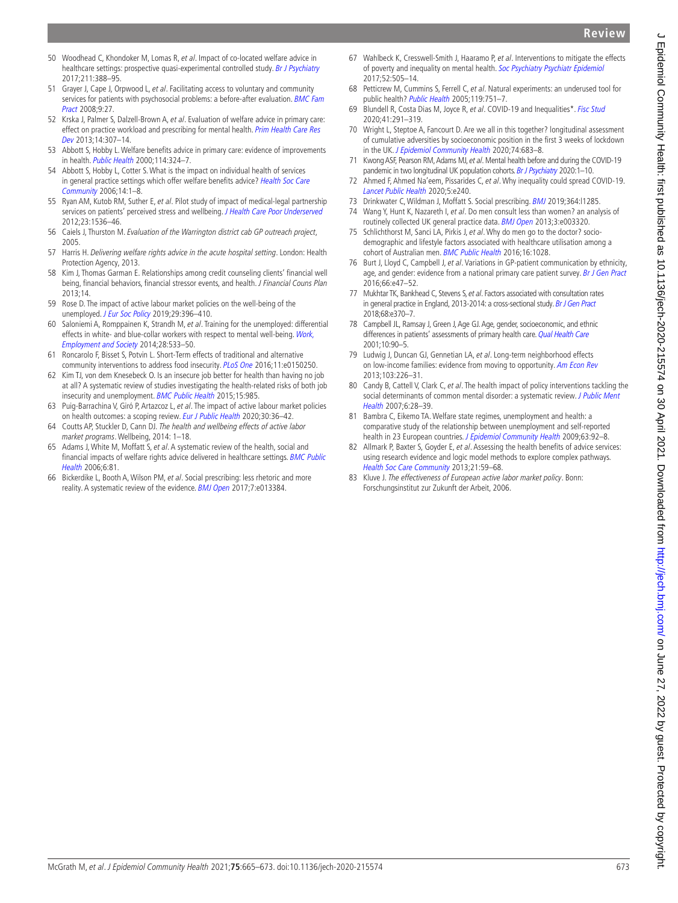50 Woodhead C, Khondoker M, Lomas R, *et al*. Impact of co-located welfare advice in healthcare settings: prospective quasi-experimental controlled study. *Br J Psychiatry* 2017;211:388–95.

51 Grayer J, Cape J, Orpwood L, *et al*. Facilitating access to voluntary and community services for patients with psychosocial problems: a before-after evaluation. *BMC Fam Pract* 2008;9:27.

52 Krska J, Palmer S, Dalzell-Brown A, *et al*. Evaluation of welfare advice in primary care: effect on practice workload and prescribing for mental health. *Prim Health Care Res Dev* 2013;14:307–14.

53 Abbott S, Hobby L. Welfare benefits advice in primary care: evidence of improvements in health. *Public Health* 2000;114:324–7.

54 Abbott S, Hobby L, Cotter S. What is the impact on individual health of services in general practice settings which offer welfare benefits advice? *Health Soc Care Community* 2006;14:1–8.

55 Ryan AM, Kutob RM, Suther E, *et al*. Pilot study of impact of medical-legal partnership services on patients' perceived stress and wellbeing. *J Health Care Poor Underserved* 2012;23:1536–46.

56 Caiels J, Thurston M. *Evaluation of the Warrington district cab GP outreach project*, 2005.

57 Harris H. *Delivering welfare rights advice in the acute hospital setting*. London: Health Protection Agency, 2013.

58 Kim J, Thomas Garman E. Relationships among credit counseling clients' financial well being, financial behaviors, financial stressor events, and health. *J Financial Couns Plan* 2013;14.

59 Rose D. The impact of active labour market policies on the well-being of the unemployed. *J Eur Soc Policy* 2019;29:396–410.

60 Saloniemi A, Romppainen K, Strandh M, *et al*. Training for the unemployed: differential effects in white- and blue-collar workers with respect to mental well-being. *Work, Employment and Society* 2014;28:533–50.

61 Roncarolo F, Bisset S, Potvin L. Short-Term effects of traditional and alternative community interventions to address food insecurity. *PLoS One* 2016;11:e0150250.

62 Kim TJ, von dem Knesebeck O. Is an insecure job better for health than having no job at all? A systematic review of studies investigating the health-related risks of both job insecurity and unemployment. *BMC Public Health* 2015;15:985.

63 Puig-Barrachina V, Giró P, Artazcoz L, *et al*. The impact of active labour market policies on health outcomes: a scoping review. *Eur J Public Health* 2020;30:36–42.

64 Coutts AP, Stuckler D, Cann DJ. *The health and wellbeing effects of active labor market programs*. Wellbeing, 2014: 1–18.

65 Adams J, White M, Moffatt S, *et al*. A systematic review of the health, social and financial impacts of welfare rights advice delivered in healthcare settings. *BMC Public Health* 2006;6:81.

66 Bickerdike L, Booth A, Wilson PM, *et al*. Social prescribing: less rhetoric and more reality. A systematic review of the evidence. *BMJ Open* 2017;7:e013384.

67 Wahlbeck K, Cresswell-Smith J, Haaramo P, *et al*. Interventions to mitigate the effects of poverty and inequality on mental health. *Soc Psychiatry Psychiatr Epidemiol* 2017;52:505–14.

68 Petticrew M, Cummins S, Ferrell C, *et al*. Natural experiments: an underused tool for public health? *Public Health* 2005;119:751–7.

69 Blundell R, Costa Dias M, Joyce R, *et al*. COVID-19 and Inequalities*. *Fisc Stud* 2020;41:291–319.

70 Wright L, Steptoe A, Fancourt D. Are we all in this together? longitudinal assessment of cumulative adversities by socioeconomic position in the first 3 weeks of lockdown in the UK. *J Epidemiol Community Health* 2020;74:683–8.

71 Kwong ASF, Pearson RM, Adams MJ, *et al*. Mental health before and during the COVID-19 pandemic in two longitudinal UK population cohorts. *Br J Psychiatry* 2020:1–10.

72 Ahmed F, Ahmed Na'eem, Pissarides C, *et al*. Why inequality could spread COVID-19. *Lancet Public Health* 2020;5:e240.

73 Drinkwater C, Wildman J, Moffatt S. Social prescribing. *BMJ* 2019;364:l1285.

74 Wang Y, Hunt K, Nazareth I, *et al*. Do men consult less than women? an analysis of routinely collected UK general practice data. *BMJ Open* 2013;3:e003320.

75 Schlichthorst M, Sanci LA, Pirkis J, *et al*. Why do men go to the doctor? socio-demographic and lifestyle factors associated with healthcare utilisation among a cohort of Australian men. *BMC Public Health* 2016;16:1028.

76 Burt J, Lloyd C, Campbell J, *et al*. Variations in GP-patient communication by ethnicity, age, and gender: evidence from a national primary care patient survey. *Br J Gen Pract* 2016;66:e47–52.

77 Mukhtar TK, Bankhead C, Stevens S, *et al*. Factors associated with consultation rates in general practice in England, 2013-2014: a cross-sectional study. *Br J Gen Pract* 2018;68:e370–7.

78 Campbell JL, Ramsay J, Green J, Age GJ. Age, gender, socioeconomic, and ethnic differences in patients' assessments of primary health care. *Qual Health Care* 2001;10:90–5.

79 Ludwig J, Duncan GJ, Gennetian LA, *et al*. Long-term neighborhood effects on low-income families: evidence from moving to opportunity. *Am Econ Rev* 2013;103:226–31.

80 Candy B, Cattell V, Clark C, *et al*. The health impact of policy interventions tackling the social determinants of common mental disorder: a systematic review. *J Public Ment Health* 2007;6:28–39.

81 Bambra C, Eikemo TA. Welfare state regimes, unemployment and health: a comparative study of the relationship between unemployment and self-reported health in 23 European countries. *J Epidemiol Community Health* 2009;63:92–8.

82 Allmark P, Baxter S, Goyder E, *et al*. Assessing the health benefits of advice services: using research evidence and logic model methods to explore complex pathways. *Health Soc Care Community* 2013;21:59–68.

83 Kluve J. *The effectiveness of European active labor market policy*. Bonn: Forschungsinstitut zur Zukunft der Arbeit, 2006.